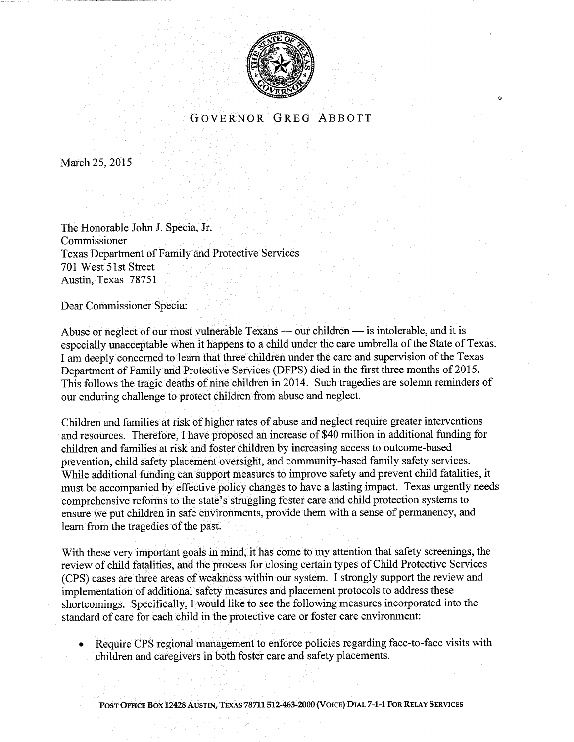# GOVERNOR GREG ABBOTT

March 25, 2015

The Honorable John J. Specia, Jr.
Commissioner
Texas Department of Family and Protective Services
701 West 51st Street
Austin, Texas 78751

Dear Commissioner Specia:

Abuse or neglect of our most vulnerable Texans — our children — is intolerable, and it is especially unacceptable when it happens to a child under the care umbrella of the State of Texas. I am deeply concerned to learn that three children under the care and supervision of the Texas Department of Family and Protective Services (DFPS) died in the first three months of 2015. This follows the tragic deaths of nine children in 2014. Such tragedies are solemn reminders of our enduring challenge to protect children from abuse and neglect.

Children and families at risk of higher rates of abuse and neglect require greater interventions and resources. Therefore, I have proposed an increase of $40 million in additional funding for children and families at risk and foster children by increasing access to outcome-based prevention, child safety placement oversight, and community-based family safety services. While additional funding can support measures to improve safety and prevent child fatalities, it must be accompanied by effective policy changes to have a lasting impact. Texas urgently needs comprehensive reforms to the state's struggling foster care and child protection systems to ensure we put children in safe environments, provide them with a sense of permanency, and learn from the tragedies of the past.

With these very important goals in mind, it has come to my attention that safety screenings, the review of child fatalities, and the process for closing certain types of Child Protective Services (CPS) cases are three areas of weakness within our system. I strongly support the review and implementation of additional safety measures and placement protocols to address these shortcomings. Specifically, I would like to see the following measures incorporated into the standard of care for each child in the protective care or foster care environment:

- Require CPS regional management to enforce policies regarding face-to-face visits with children and caregivers in both foster care and safety placements.

POST OFFICE BOX 12428 AUSTIN, TEXAS 78711 512-463-2000 (VOICE) DIAL 7-1-1 FOR RELAY SERVICES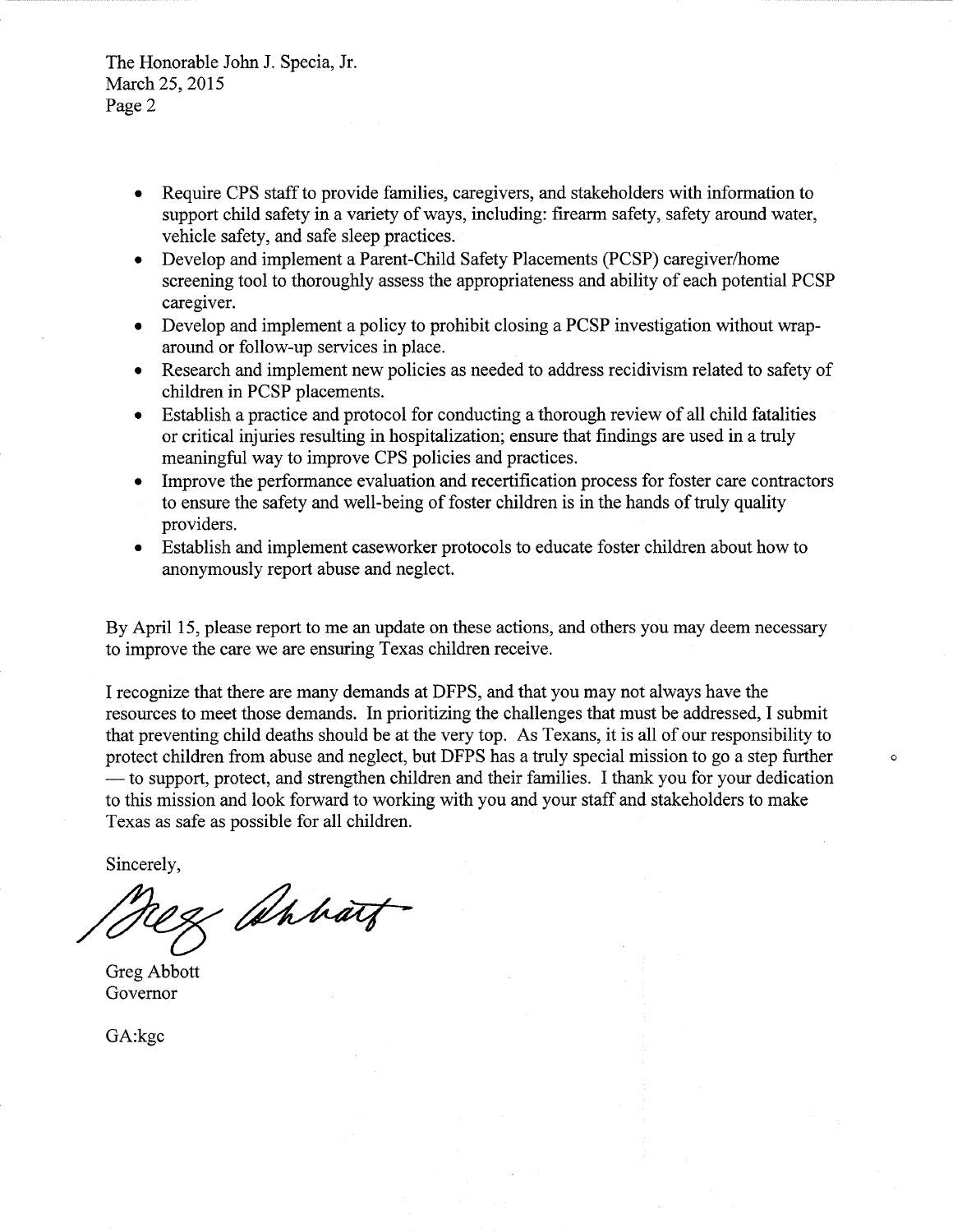- Require CPS staff to provide families, caregivers, and stakeholders with information to support child safety in a variety of ways, including: firearm safety, safety around water, vehicle safety, and safe sleep practices.
- Develop and implement a Parent-Child Safety Placements (PCSP) caregiver/home screening tool to thoroughly assess the appropriateness and ability of each potential PCSP caregiver.
- Develop and implement a policy to prohibit closing a PCSP investigation without wrap-around or follow-up services in place.
- Research and implement new policies as needed to address recidivism related to safety of children in PCSP placements.
- Establish a practice and protocol for conducting a thorough review of all child fatalities or critical injuries resulting in hospitalization; ensure that findings are used in a truly meaningful way to improve CPS policies and practices.
- Improve the performance evaluation and recertification process for foster care contractors to ensure the safety and well-being of foster children is in the hands of truly quality providers.
- Establish and implement caseworker protocols to educate foster children about how to anonymously report abuse and neglect.

By April 15, please report to me an update on these actions, and others you may deem necessary to improve the care we are ensuring Texas children receive.

I recognize that there are many demands at DFPS, and that you may not always have the resources to meet those demands. In prioritizing the challenges that must be addressed, I submit that preventing child deaths should be at the very top. As Texans, it is all of our responsibility to protect children from abuse and neglect, but DFPS has a truly special mission to go a step further — to support, protect, and strengthen children and their families. I thank you for your dedication to this mission and look forward to working with you and your staff and stakeholders to make Texas as safe as possible for all children.

Sincerely,

Greg Abbott
Governor

GA:kgc